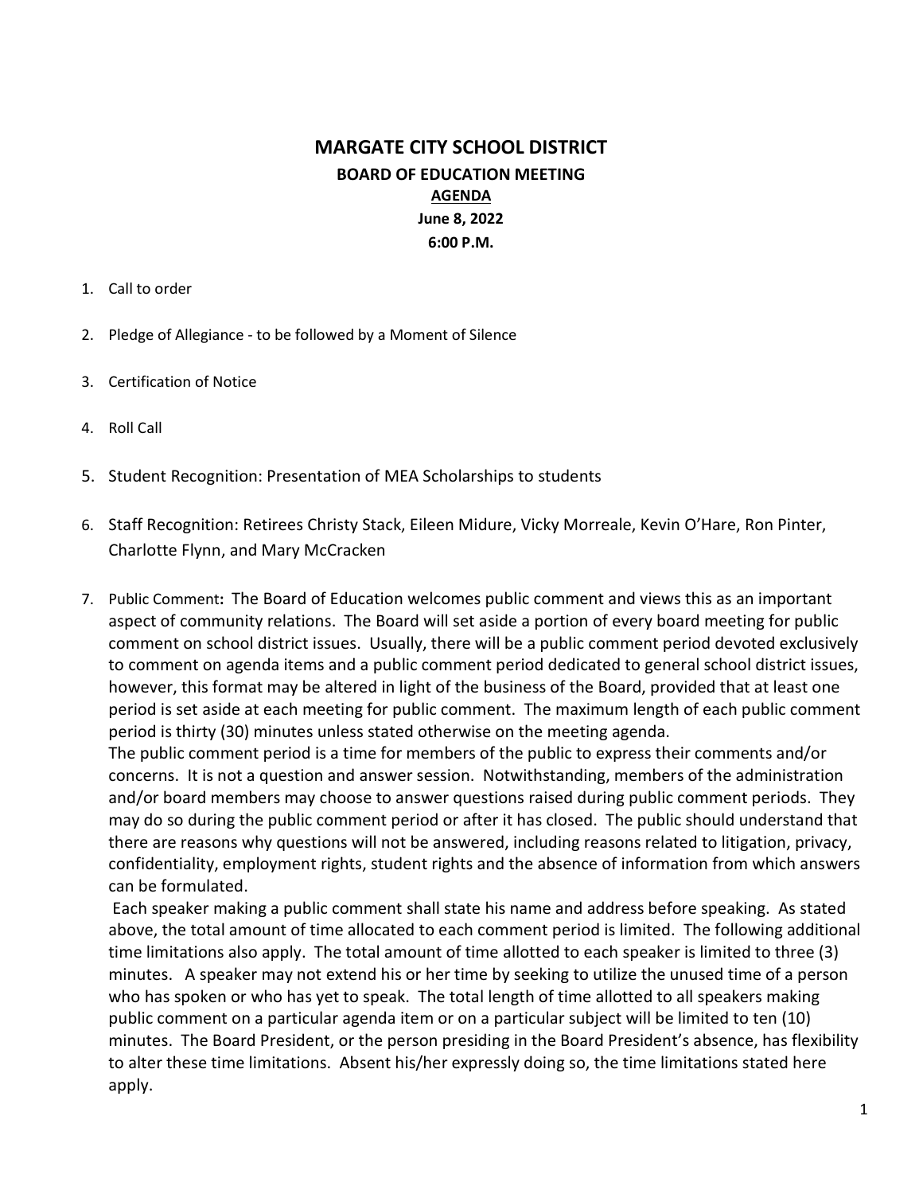# MARGATE CITY SCHOOL DISTRICT

## BOARD OF EDUCATION MEETING

**AGENDA**

**June 8, 2022**

**6:00 P.M.**

1. Call to order

2. Pledge of Allegiance - to be followed by a Moment of Silence

3. Certification of Notice

4. Roll Call

5. Student Recognition: Presentation of MEA Scholarships to students

6. Staff Recognition: Retirees Christy Stack, Eileen Midure, Vicky Morreale, Kevin O'Hare, Ron Pinter, Charlotte Flynn, and Mary McCracken

7. Public Comment**:** The Board of Education welcomes public comment and views this as an important aspect of community relations. The Board will set aside a portion of every board meeting for public comment on school district issues. Usually, there will be a public comment period devoted exclusively to comment on agenda items and a public comment period dedicated to general school district issues, however, this format may be altered in light of the business of the Board, provided that at least one period is set aside at each meeting for public comment. The maximum length of each public comment period is thirty (30) minutes unless stated otherwise on the meeting agenda.

   The public comment period is a time for members of the public to express their comments and/or concerns. It is not a question and answer session. Notwithstanding, members of the administration and/or board members may choose to answer questions raised during public comment periods. They may do so during the public comment period or after it has closed. The public should understand that there are reasons why questions will not be answered, including reasons related to litigation, privacy, confidentiality, employment rights, student rights and the absence of information from which answers can be formulated.

   Each speaker making a public comment shall state his name and address before speaking. As stated above, the total amount of time allocated to each comment period is limited. The following additional time limitations also apply. The total amount of time allotted to each speaker is limited to three (3) minutes. A speaker may not extend his or her time by seeking to utilize the unused time of a person who has spoken or who has yet to speak. The total length of time allotted to all speakers making public comment on a particular agenda item or on a particular subject will be limited to ten (10) minutes. The Board President, or the person presiding in the Board President's absence, has flexibility to alter these time limitations. Absent his/her expressly doing so, the time limitations stated here apply.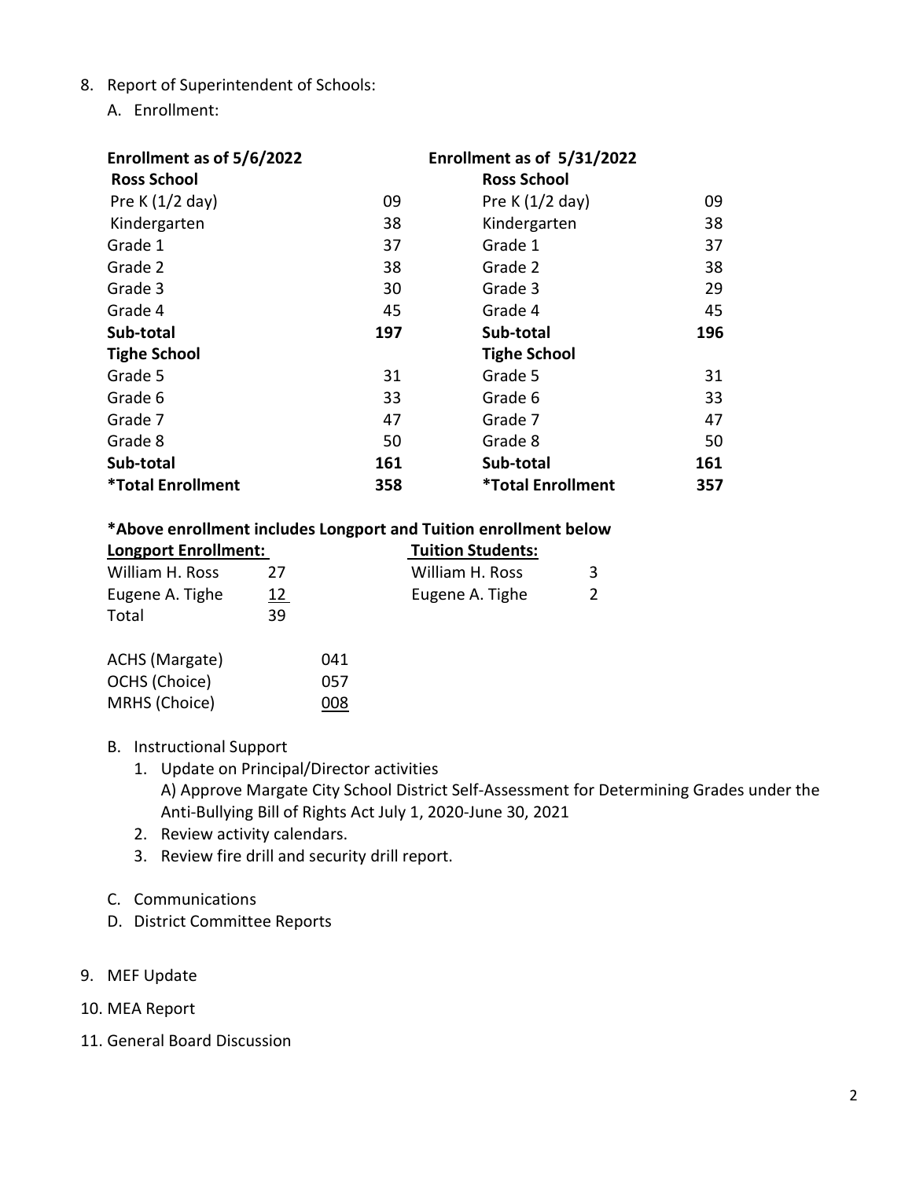8. Report of Superintendent of Schools:

   A. Enrollment:

| Enrollment as of 5/6/2022 | | Enrollment as of 5/31/2022 | |
|---|---|---|---|
| **Ross School** | | **Ross School** | |
| Pre K (1/2 day) | 09 | Pre K (1/2 day) | 09 |
| Kindergarten | 38 | Kindergarten | 38 |
| Grade 1 | 37 | Grade 1 | 37 |
| Grade 2 | 38 | Grade 2 | 38 |
| Grade 3 | 30 | Grade 3 | 29 |
| Grade 4 | 45 | Grade 4 | 45 |
| **Sub-total** | **197** | **Sub-total** | **196** |
| **Tighe School** | | **Tighe School** | |
| Grade 5 | 31 | Grade 5 | 31 |
| Grade 6 | 33 | Grade 6 | 33 |
| Grade 7 | 47 | Grade 7 | 47 |
| Grade 8 | 50 | Grade 8 | 50 |
| **Sub-total** | **161** | **Sub-total** | **161** |
| ***Total Enrollment** | **358** | ***Total Enrollment** | **357** |

**\*Above enrollment includes Longport and Tuition enrollment below**

| Longport Enrollment: | | Tuition Students: | |
|---|---|---|---|
| William H. Ross | 27 | William H. Ross | 3 |
| Eugene A. Tighe | 12 | Eugene A. Tighe | 2 |
| Total | 39 | | |

| | |
|---|---|
| ACHS (Margate) | 041 |
| OCHS (Choice) | 057 |
| MRHS (Choice) | 008 |

   B. Instructional Support
      1. Update on Principal/Director activities
         A) Approve Margate City School District Self-Assessment for Determining Grades under the Anti-Bullying Bill of Rights Act July 1, 2020-June 30, 2021
      2. Review activity calendars.
      3. Review fire drill and security drill report.

   C. Communications
   D. District Committee Reports

9. MEF Update
10. MEA Report
11. General Board Discussion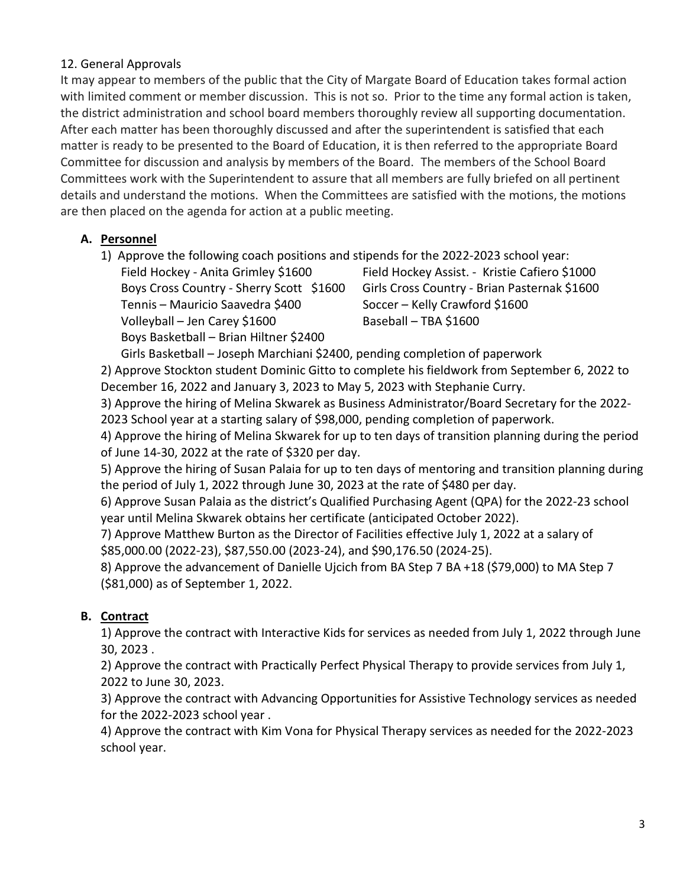## 12. General Approvals

It may appear to members of the public that the City of Margate Board of Education takes formal action with limited comment or member discussion. This is not so. Prior to the time any formal action is taken, the district administration and school board members thoroughly review all supporting documentation. After each matter has been thoroughly discussed and after the superintendent is satisfied that each matter is ready to be presented to the Board of Education, it is then referred to the appropriate Board Committee for discussion and analysis by members of the Board. The members of the School Board Committees work with the Superintendent to assure that all members are fully briefed on all pertinent details and understand the motions. When the Committees are satisfied with the motions, the motions are then placed on the agenda for action at a public meeting.

### A. **Personnel**

1) Approve the following coach positions and stipends for the 2022-2023 school year:
   - Field Hockey - Anita Grimley $1600
   - Field Hockey Assist. - Kristie Cafiero $1000
   - Boys Cross Country - Sherry Scott $1600
   - Girls Cross Country - Brian Pasternak $1600
   - Tennis – Mauricio Saavedra $400
   - Soccer – Kelly Crawford $1600
   - Volleyball – Jen Carey $1600
   - Baseball – TBA $1600
   - Boys Basketball – Brian Hiltner $2400
   - Girls Basketball – Joseph Marchiani $2400, pending completion of paperwork

2) Approve Stockton student Dominic Gitto to complete his fieldwork from September 6, 2022 to December 16, 2022 and January 3, 2023 to May 5, 2023 with Stephanie Curry.

3) Approve the hiring of Melina Skwarek as Business Administrator/Board Secretary for the 2022-2023 School year at a starting salary of $98,000, pending completion of paperwork.

4) Approve the hiring of Melina Skwarek for up to ten days of transition planning during the period of June 14-30, 2022 at the rate of $320 per day.

5) Approve the hiring of Susan Palaia for up to ten days of mentoring and transition planning during the period of July 1, 2022 through June 30, 2023 at the rate of $480 per day.

6) Approve Susan Palaia as the district's Qualified Purchasing Agent (QPA) for the 2022-23 school year until Melina Skwarek obtains her certificate (anticipated October 2022).

7) Approve Matthew Burton as the Director of Facilities effective July 1, 2022 at a salary of $85,000.00 (2022-23), $87,550.00 (2023-24), and $90,176.50 (2024-25).

8) Approve the advancement of Danielle Ujcich from BA Step 7 BA +18 ($79,000) to MA Step 7 ($81,000) as of September 1, 2022.

### B. **Contract**

1) Approve the contract with Interactive Kids for services as needed from July 1, 2022 through June 30, 2023 .

2) Approve the contract with Practically Perfect Physical Therapy to provide services from July 1, 2022 to June 30, 2023.

3) Approve the contract with Advancing Opportunities for Assistive Technology services as needed for the 2022-2023 school year .

4) Approve the contract with Kim Vona for Physical Therapy services as needed for the 2022-2023 school year.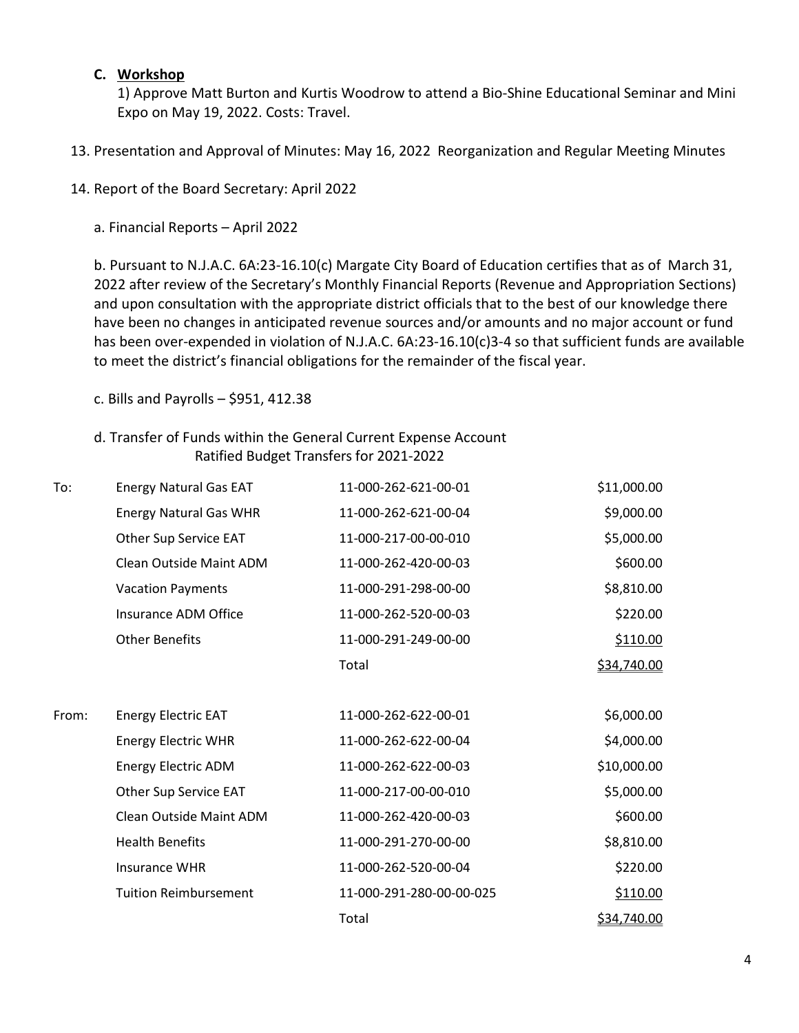**C. Workshop**

1) Approve Matt Burton and Kurtis Woodrow to attend a Bio-Shine Educational Seminar and Mini Expo on May 19, 2022. Costs: Travel.

13. Presentation and Approval of Minutes: May 16, 2022 Reorganization and Regular Meeting Minutes

14. Report of the Board Secretary: April 2022

a. Financial Reports – April 2022

b. Pursuant to N.J.A.C. 6A:23-16.10(c) Margate City Board of Education certifies that as of March 31, 2022 after review of the Secretary's Monthly Financial Reports (Revenue and Appropriation Sections) and upon consultation with the appropriate district officials that to the best of our knowledge there have been no changes in anticipated revenue sources and/or amounts and no major account or fund has been over-expended in violation of N.J.A.C. 6A:23-16.10(c)3-4 so that sufficient funds are available to meet the district's financial obligations for the remainder of the fiscal year.

c. Bills and Payrolls – $951, 412.38

d. Transfer of Funds within the General Current Expense Account
Ratified Budget Transfers for 2021-2022

| | | | |
|---|---|---|---|
| To: | Energy Natural Gas EAT | 11-000-262-621-00-01 | $11,000.00 |
| | Energy Natural Gas WHR | 11-000-262-621-00-04 | $9,000.00 |
| | Other Sup Service EAT | 11-000-217-00-00-010 | $5,000.00 |
| | Clean Outside Maint ADM | 11-000-262-420-00-03 | $600.00 |
| | Vacation Payments | 11-000-291-298-00-00 | $8,810.00 |
| | Insurance ADM Office | 11-000-262-520-00-03 | $220.00 |
| | Other Benefits | 11-000-291-249-00-00 | $110.00 |
| | | Total | $34,740.00 |
| From: | Energy Electric EAT | 11-000-262-622-00-01 | $6,000.00 |
| | Energy Electric WHR | 11-000-262-622-00-04 | $4,000.00 |
| | Energy Electric ADM | 11-000-262-622-00-03 | $10,000.00 |
| | Other Sup Service EAT | 11-000-217-00-00-010 | $5,000.00 |
| | Clean Outside Maint ADM | 11-000-262-420-00-03 | $600.00 |
| | Health Benefits | 11-000-291-270-00-00 | $8,810.00 |
| | Insurance WHR | 11-000-262-520-00-04 | $220.00 |
| | Tuition Reimbursement | 11-000-291-280-00-00-025 | $110.00 |
| | | Total | $34,740.00 |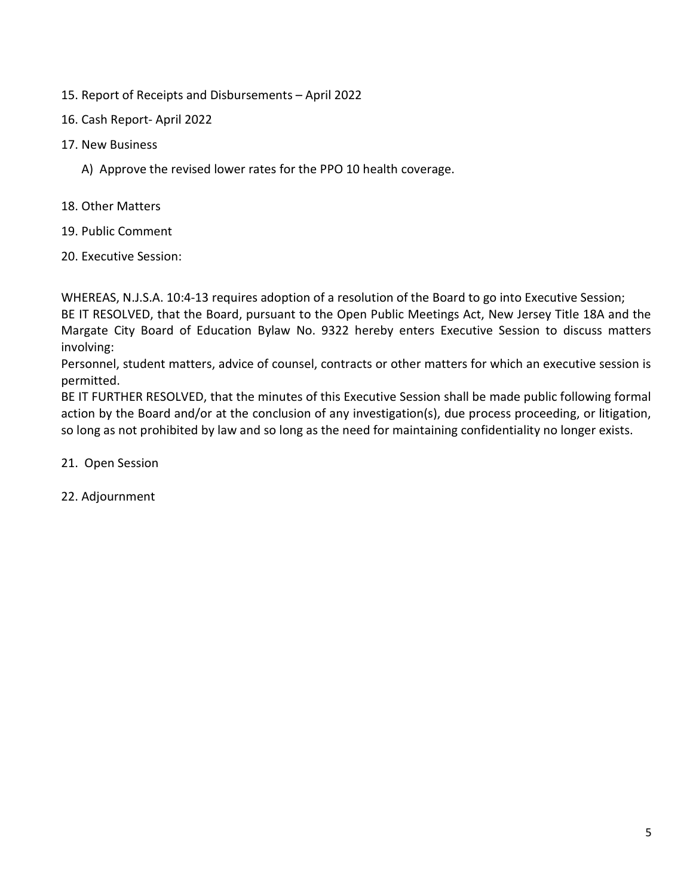15. Report of Receipts and Disbursements – April 2022

16. Cash Report- April 2022

17. New Business

    A) Approve the revised lower rates for the PPO 10 health coverage.

18. Other Matters

19. Public Comment

20. Executive Session:

WHEREAS, N.J.S.A. 10:4-13 requires adoption of a resolution of the Board to go into Executive Session;
BE IT RESOLVED, that the Board, pursuant to the Open Public Meetings Act, New Jersey Title 18A and the Margate City Board of Education Bylaw No. 9322 hereby enters Executive Session to discuss matters involving:
Personnel, student matters, advice of counsel, contracts or other matters for which an executive session is permitted.
BE IT FURTHER RESOLVED, that the minutes of this Executive Session shall be made public following formal action by the Board and/or at the conclusion of any investigation(s), due process proceeding, or litigation, so long as not prohibited by law and so long as the need for maintaining confidentiality no longer exists.

21. Open Session

22. Adjournment